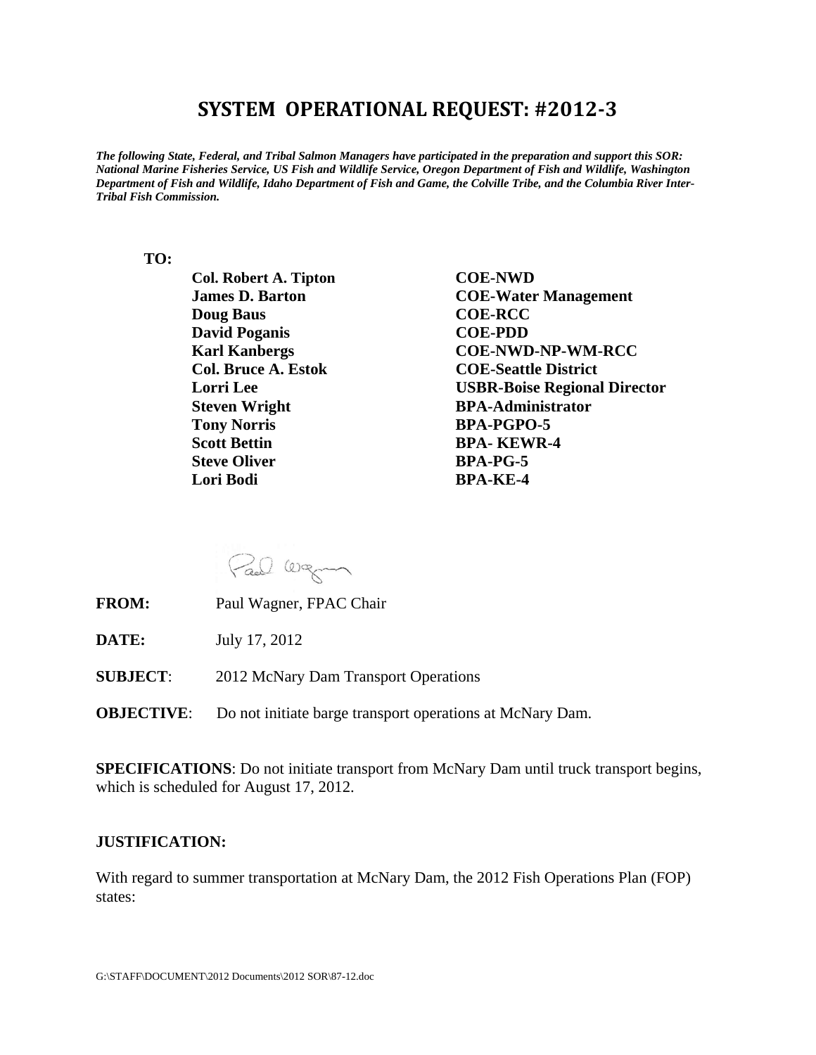# SYSTEM OPERATIONAL REQUEST: #2012-3

***The following State, Federal, and Tribal Salmon Managers have participated in the preparation and support this SOR: National Marine Fisheries Service, US Fish and Wildlife Service, Oregon Department of Fish and Wildlife, Washington Department of Fish and Wildlife, Idaho Department of Fish and Game, the Colville Tribe, and the Columbia River Inter-Tribal Fish Commission.***

**TO:**

| | |
|---|---|
| **Col. Robert A. Tipton** | **COE-NWD** |
| **James D. Barton** | **COE-Water Management** |
| **Doug Baus** | **COE-RCC** |
| **David Poganis** | **COE-PDD** |
| **Karl Kanbergs** | **COE-NWD-NP-WM-RCC** |
| **Col. Bruce A. Estok** | **COE-Seattle District** |
| **Lorri Lee** | **USBR-Boise Regional Director** |
| **Steven Wright** | **BPA-Administrator** |
| **Tony Norris** | **BPA-PGPO-5** |
| **Scott Bettin** | **BPA- KEWR-4** |
| **Steve Oliver** | **BPA-PG-5** |
| **Lori Bodi** | **BPA-KE-4** |

**FROM:** Paul Wagner, FPAC Chair

**DATE:** July 17, 2012

**SUBJECT**: 2012 McNary Dam Transport Operations

**OBJECTIVE**: Do not initiate barge transport operations at McNary Dam.

**SPECIFICATIONS**: Do not initiate transport from McNary Dam until truck transport begins, which is scheduled for August 17, 2012.

**JUSTIFICATION:**

With regard to summer transportation at McNary Dam, the 2012 Fish Operations Plan (FOP) states: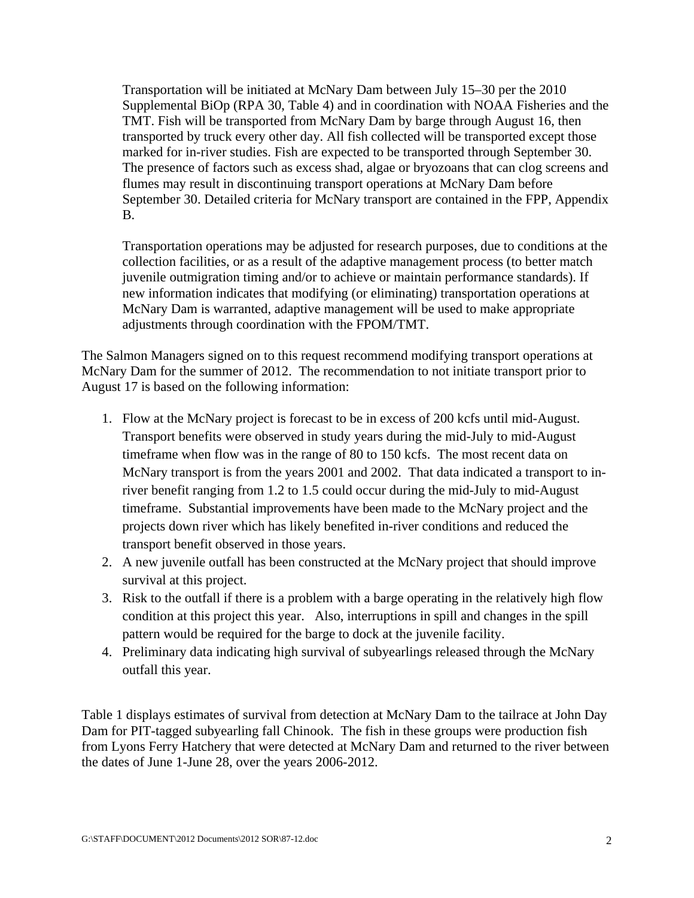> Transportation will be initiated at McNary Dam between July 15–30 per the 2010 Supplemental BiOp (RPA 30, Table 4) and in coordination with NOAA Fisheries and the TMT. Fish will be transported from McNary Dam by barge through August 16, then transported by truck every other day. All fish collected will be transported except those marked for in-river studies. Fish are expected to be transported through September 30. The presence of factors such as excess shad, algae or bryozoans that can clog screens and flumes may result in discontinuing transport operations at McNary Dam before September 30. Detailed criteria for McNary transport are contained in the FPP, Appendix B.
>
> Transportation operations may be adjusted for research purposes, due to conditions at the collection facilities, or as a result of the adaptive management process (to better match juvenile outmigration timing and/or to achieve or maintain performance standards). If new information indicates that modifying (or eliminating) transportation operations at McNary Dam is warranted, adaptive management will be used to make appropriate adjustments through coordination with the FPOM/TMT.

The Salmon Managers signed on to this request recommend modifying transport operations at McNary Dam for the summer of 2012. The recommendation to not initiate transport prior to August 17 is based on the following information:

1. Flow at the McNary project is forecast to be in excess of 200 kcfs until mid-August. Transport benefits were observed in study years during the mid-July to mid-August timeframe when flow was in the range of 80 to 150 kcfs. The most recent data on McNary transport is from the years 2001 and 2002. That data indicated a transport to in-river benefit ranging from 1.2 to 1.5 could occur during the mid-July to mid-August timeframe. Substantial improvements have been made to the McNary project and the projects down river which has likely benefited in-river conditions and reduced the transport benefit observed in those years.
2. A new juvenile outfall has been constructed at the McNary project that should improve survival at this project.
3. Risk to the outfall if there is a problem with a barge operating in the relatively high flow condition at this project this year. Also, interruptions in spill and changes in the spill pattern would be required for the barge to dock at the juvenile facility.
4. Preliminary data indicating high survival of subyearlings released through the McNary outfall this year.

Table 1 displays estimates of survival from detection at McNary Dam to the tailrace at John Day Dam for PIT-tagged subyearling fall Chinook. The fish in these groups were production fish from Lyons Ferry Hatchery that were detected at McNary Dam and returned to the river between the dates of June 1-June 28, over the years 2006-2012.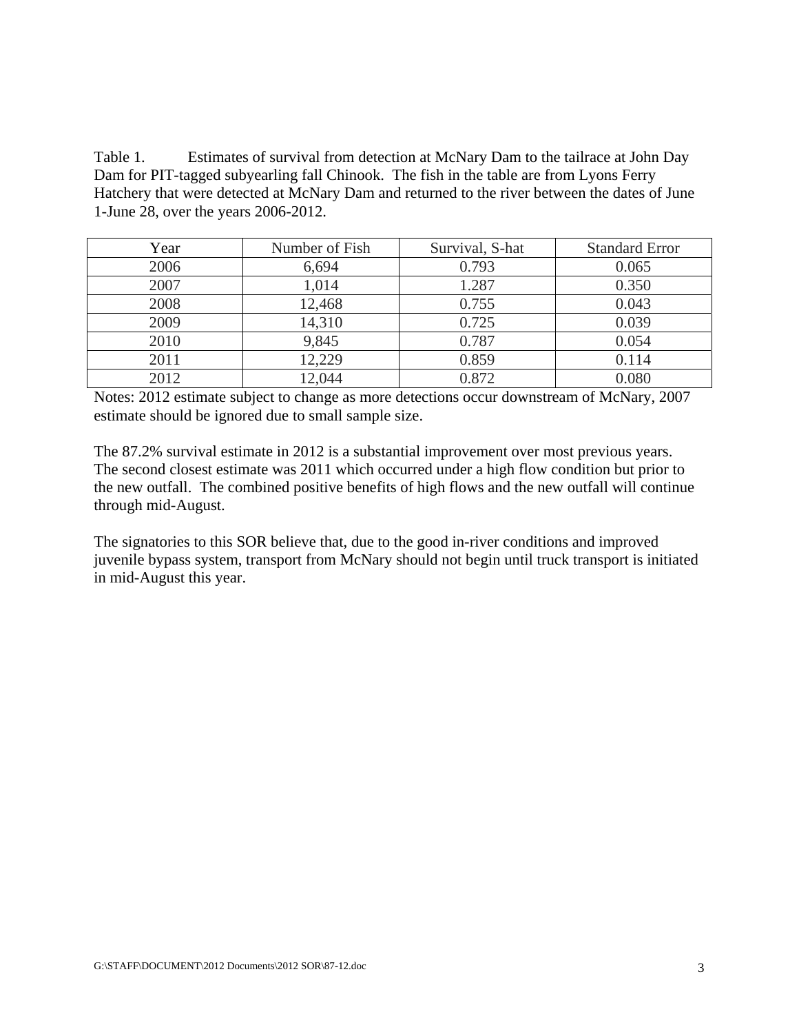Table 1. Estimates of survival from detection at McNary Dam to the tailrace at John Day Dam for PIT-tagged subyearling fall Chinook. The fish in the table are from Lyons Ferry Hatchery that were detected at McNary Dam and returned to the river between the dates of June 1-June 28, over the years 2006-2012.

| Year | Number of Fish | Survival, S-hat | Standard Error |
|---|---|---|---|
| 2006 | 6,694 | 0.793 | 0.065 |
| 2007 | 1,014 | 1.287 | 0.350 |
| 2008 | 12,468 | 0.755 | 0.043 |
| 2009 | 14,310 | 0.725 | 0.039 |
| 2010 | 9,845 | 0.787 | 0.054 |
| 2011 | 12,229 | 0.859 | 0.114 |
| 2012 | 12,044 | 0.872 | 0.080 |

Notes: 2012 estimate subject to change as more detections occur downstream of McNary, 2007 estimate should be ignored due to small sample size.

The 87.2% survival estimate in 2012 is a substantial improvement over most previous years. The second closest estimate was 2011 which occurred under a high flow condition but prior to the new outfall. The combined positive benefits of high flows and the new outfall will continue through mid-August.

The signatories to this SOR believe that, due to the good in-river conditions and improved juvenile bypass system, transport from McNary should not begin until truck transport is initiated in mid-August this year.